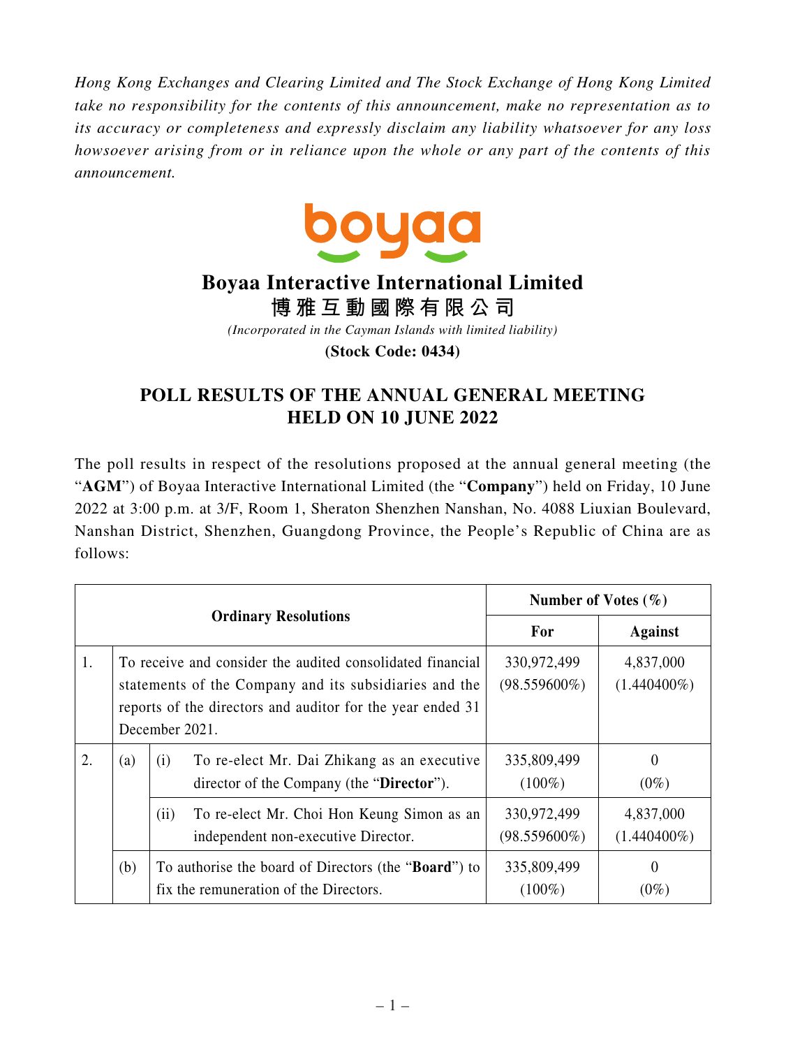*Hong Kong Exchanges and Clearing Limited and The Stock Exchange of Hong Kong Limited take no responsibility for the contents of this announcement, make no representation as to its accuracy or completeness and expressly disclaim any liability whatsoever for any loss howsoever arising from or in reliance upon the whole or any part of the contents of this announcement.*

# Boyaa Interactive International Limited
# 博雅互動國際有限公司

*(Incorporated in the Cayman Islands with limited liability)*

**(Stock Code: 0434)**

## POLL RESULTS OF THE ANNUAL GENERAL MEETING HELD ON 10 JUNE 2022

The poll results in respect of the resolutions proposed at the annual general meeting (the "**AGM**") of Boyaa Interactive International Limited (the "**Company**") held on Friday, 10 June 2022 at 3:00 p.m. at 3/F, Room 1, Sheraton Shenzhen Nanshan, No. 4088 Liuxian Boulevard, Nanshan District, Shenzhen, Guangdong Province, the People's Republic of China are as follows:

| Ordinary Resolutions | | | | Number of Votes (%) | |
|---|---|---|---|---|---|
| | | | | For | Against |
| 1. | To receive and consider the audited consolidated financial statements of the Company and its subsidiaries and the reports of the directors and auditor for the year ended 31 December 2021. | | | 330,972,499 (98.559600%) | 4,837,000 (1.440400%) |
| 2. | (a) | (i) | To re-elect Mr. Dai Zhikang as an executive director of the Company (the "**Director**"). | 335,809,499 (100%) | 0 (0%) |
| | | (ii) | To re-elect Mr. Choi Hon Keung Simon as an independent non-executive Director. | 330,972,499 (98.559600%) | 4,837,000 (1.440400%) |
| | (b) | To authorise the board of Directors (the "**Board**") to fix the remuneration of the Directors. | | 335,809,499 (100%) | 0 (0%) |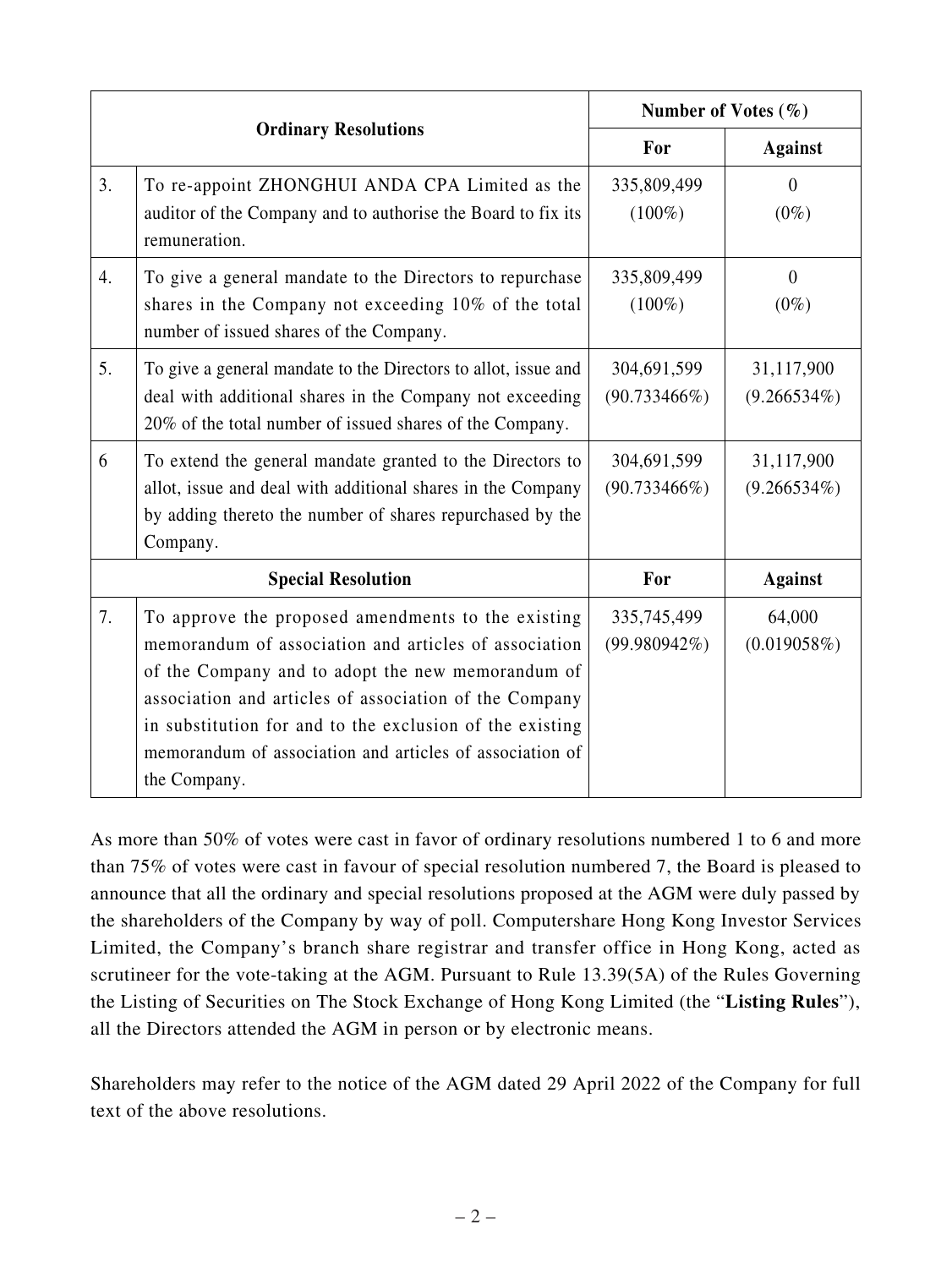| Ordinary Resolutions | | Number of Votes (%) | |
|---|---|---|---|
| | | For | Against |
| 3. | To re-appoint ZHONGHUI ANDA CPA Limited as the auditor of the Company and to authorise the Board to fix its remuneration. | 335,809,499 (100%) | 0 (0%) |
| 4. | To give a general mandate to the Directors to repurchase shares in the Company not exceeding 10% of the total number of issued shares of the Company. | 335,809,499 (100%) | 0 (0%) |
| 5. | To give a general mandate to the Directors to allot, issue and deal with additional shares in the Company not exceeding 20% of the total number of issued shares of the Company. | 304,691,599 (90.733466%) | 31,117,900 (9.266534%) |
| 6 | To extend the general mandate granted to the Directors to allot, issue and deal with additional shares in the Company by adding thereto the number of shares repurchased by the Company. | 304,691,599 (90.733466%) | 31,117,900 (9.266534%) |
| **Special Resolution** | | **For** | **Against** |
| 7. | To approve the proposed amendments to the existing memorandum of association and articles of association of the Company and to adopt the new memorandum of association and articles of association of the Company in substitution for and to the exclusion of the existing memorandum of association and articles of association of the Company. | 335,745,499 (99.980942%) | 64,000 (0.019058%) |

As more than 50% of votes were cast in favor of ordinary resolutions numbered 1 to 6 and more than 75% of votes were cast in favour of special resolution numbered 7, the Board is pleased to announce that all the ordinary and special resolutions proposed at the AGM were duly passed by the shareholders of the Company by way of poll. Computershare Hong Kong Investor Services Limited, the Company's branch share registrar and transfer office in Hong Kong, acted as scrutineer for the vote-taking at the AGM. Pursuant to Rule 13.39(5A) of the Rules Governing the Listing of Securities on The Stock Exchange of Hong Kong Limited (the "**Listing Rules**"), all the Directors attended the AGM in person or by electronic means.

Shareholders may refer to the notice of the AGM dated 29 April 2022 of the Company for full text of the above resolutions.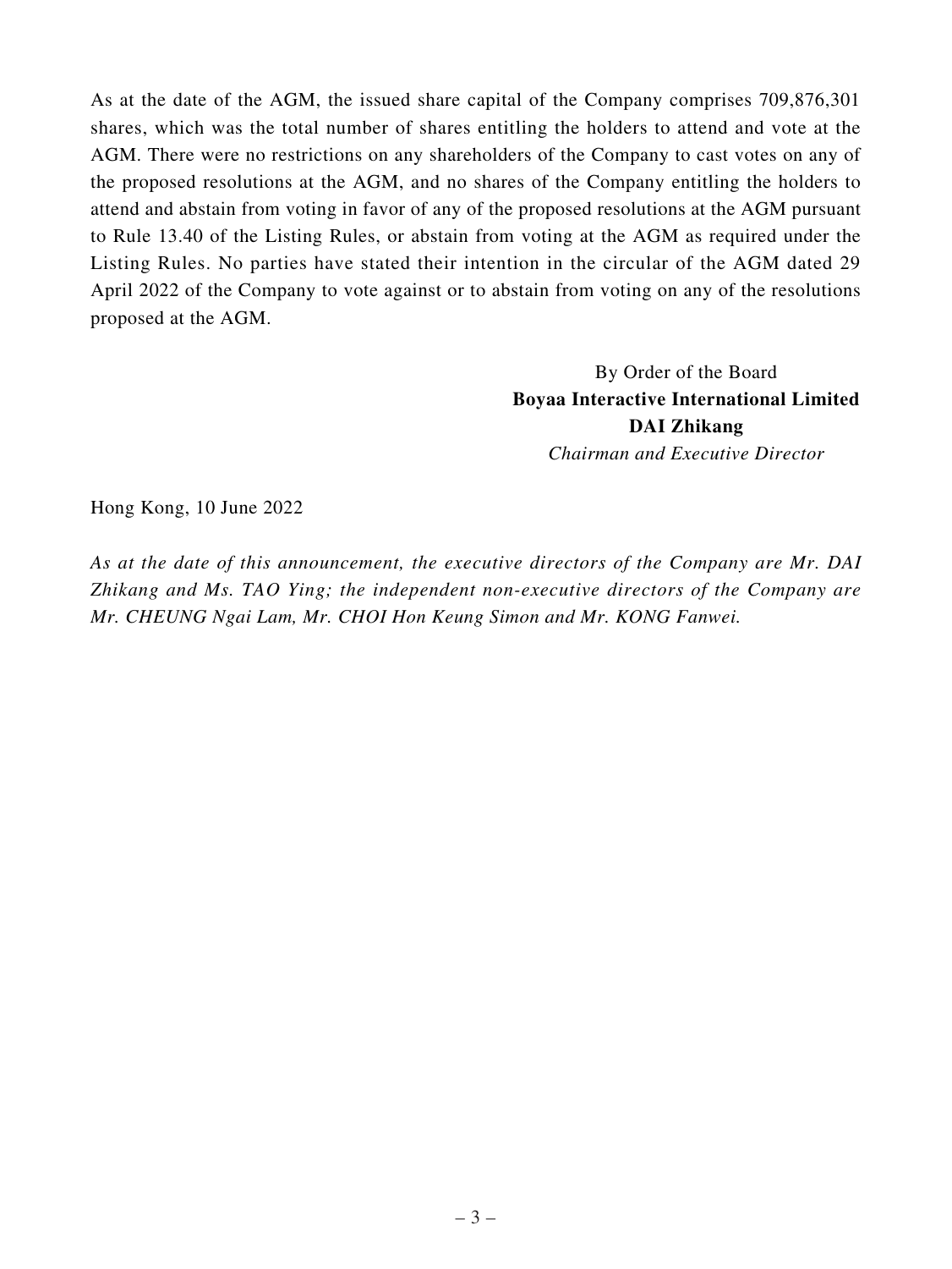As at the date of the AGM, the issued share capital of the Company comprises 709,876,301 shares, which was the total number of shares entitling the holders to attend and vote at the AGM. There were no restrictions on any shareholders of the Company to cast votes on any of the proposed resolutions at the AGM, and no shares of the Company entitling the holders to attend and abstain from voting in favor of any of the proposed resolutions at the AGM pursuant to Rule 13.40 of the Listing Rules, or abstain from voting at the AGM as required under the Listing Rules. No parties have stated their intention in the circular of the AGM dated 29 April 2022 of the Company to vote against or to abstain from voting on any of the resolutions proposed at the AGM.

By Order of the Board
**Boyaa Interactive International Limited**
**DAI Zhikang**
*Chairman and Executive Director*

Hong Kong, 10 June 2022

*As at the date of this announcement, the executive directors of the Company are Mr. DAI Zhikang and Ms. TAO Ying; the independent non-executive directors of the Company are Mr. CHEUNG Ngai Lam, Mr. CHOI Hon Keung Simon and Mr. KONG Fanwei.*